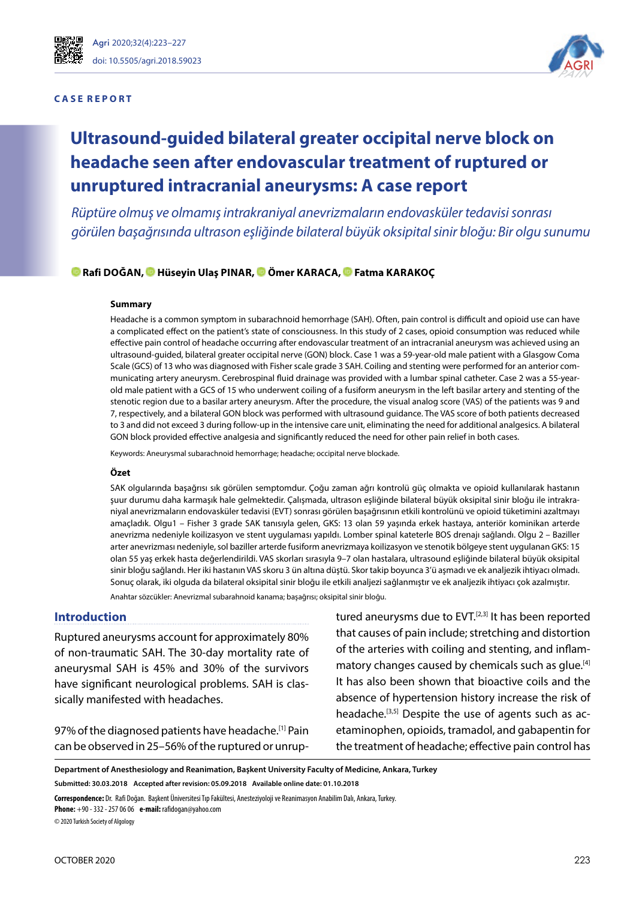CASE REPORT

# Ultrasound-guided bilateral greater occipital nerve block on headache seen after endovascular treatment of ruptured or unruptured intracranial aneurysms: A case report

*Rüptüre olmuş ve olmamış intrakraniyal anevrizmaların endovasküler tedavisi sonrası görülen başağrısında ultrason eşliğinde bilateral büyük oksipital sinir bloğu: Bir olgu sunumu*

**Rafi DOĞAN, Hüseyin Ulaş PINAR, Ömer KARACA, Fatma KARAKOÇ**

### Summary

Headache is a common symptom in subarachnoid hemorrhage (SAH). Often, pain control is difficult and opioid use can have a complicated effect on the patient's state of consciousness. In this study of 2 cases, opioid consumption was reduced while effective pain control of headache occurring after endovascular treatment of an intracranial aneurysm was achieved using an ultrasound-guided, bilateral greater occipital nerve (GON) block. Case 1 was a 59-year-old male patient with a Glasgow Coma Scale (GCS) of 13 who was diagnosed with Fisher scale grade 3 SAH. Coiling and stenting were performed for an anterior communicating artery aneurysm. Cerebrospinal fluid drainage was provided with a lumbar spinal catheter. Case 2 was a 55-year-old male patient with a GCS of 15 who underwent coiling of a fusiform aneurysm in the left basilar artery and stenting of the stenotic region due to a basilar artery aneurysm. After the procedure, the visual analog score (VAS) of the patients was 9 and 7, respectively, and a bilateral GON block was performed with ultrasound guidance. The VAS score of both patients decreased to 3 and did not exceed 3 during follow-up in the intensive care unit, eliminating the need for additional analgesics. A bilateral GON block provided effective analgesia and significantly reduced the need for other pain relief in both cases.

Keywords: Aneurysmal subarachnoid hemorrhage; headache; occipital nerve blockade.

### Özet

SAK olgularında başağrısı sık görülen semptomdur. Çoğu zaman ağrı kontrolü güç olmakta ve opioid kullanılarak hastanın şuur durumu daha karmaşık hale gelmektedir. Çalışmada, ultrason eşliğinde bilateral büyük oksipital sinir bloğu ile intrakraniyal anevrizmaların endovasküler tedavisi (EVT) sonrası görülen başağrısının etkili kontrolünü ve opioid tüketimini azaltmayı amaçladık. Olgu1 – Fisher 3 grade SAK tanısıyla gelen, GKS: 13 olan 59 yaşında erkek hastaya, anteriör kominikan arterde anevrizma nedeniyle koilizasyon ve stent uygulaması yapıldı. Lomber spinal kateterle BOS drenajı sağlandı. Olgu 2 – Baziller arter anevrizması nedeniyle, sol baziller arterde fusiform anevrizmaya koilizasyon ve stenotik bölgeye stent uygulanan GKS: 15 olan 55 yaş erkek hasta değerlendirildi. VAS skorları sırasıyla 9–7 olan hastalara, ultrasound eşliğinde bilateral büyük oksipital sinir bloğu sağlandı. Her iki hastanın VAS skoru 3 ün altına düştü. Skor takip boyunca 3'ü aşmadı ve ek analjezik ihtiyacı olmadı. Sonuç olarak, iki olguda da bilateral oksipital sinir bloğu ile etkili analjezi sağlanmıştır ve ek analjezik ihtiyacı çok azalmıştır.

Anahtar sözcükler: Anevrizmal subarahnoid kanama; başağrısı; oksipital sinir bloğu.

## Introduction

Ruptured aneurysms account for approximately 80% of non-traumatic SAH. The 30-day mortality rate of aneurysmal SAH is 45% and 30% of the survivors have significant neurological problems. SAH is classically manifested with headaches.

97% of the diagnosed patients have headache.[1] Pain can be observed in 25–56% of the ruptured or unruptured aneurysms due to EVT.[2,3] It has been reported that causes of pain include; stretching and distortion of the arteries with coiling and stenting, and inflammatory changes caused by chemicals such as glue.[4] It has also been shown that bioactive coils and the absence of hypertension history increase the risk of headache.[3,5] Despite the use of agents such as acetaminophen, opioids, tramadol, and gabapentin for the treatment of headache; effective pain control has

Department of Anesthesiology and Reanimation, Başkent University Faculty of Medicine, Ankara, Turkey

Submitted: 30.03.2018 Accepted after revision: 05.09.2018 Available online date: 01.10.2018

**Correspondence:** Dr. Rafi Doğan. Başkent Üniversitesi Tıp Fakültesi, Anesteziyoloji ve Reanimasyon Anabilim Dalı, Ankara, Turkey.
**Phone:** +90 - 332 - 257 06 06 **e-mail:** rafidogan@yahoo.com

© 2020 Turkish Society of Algology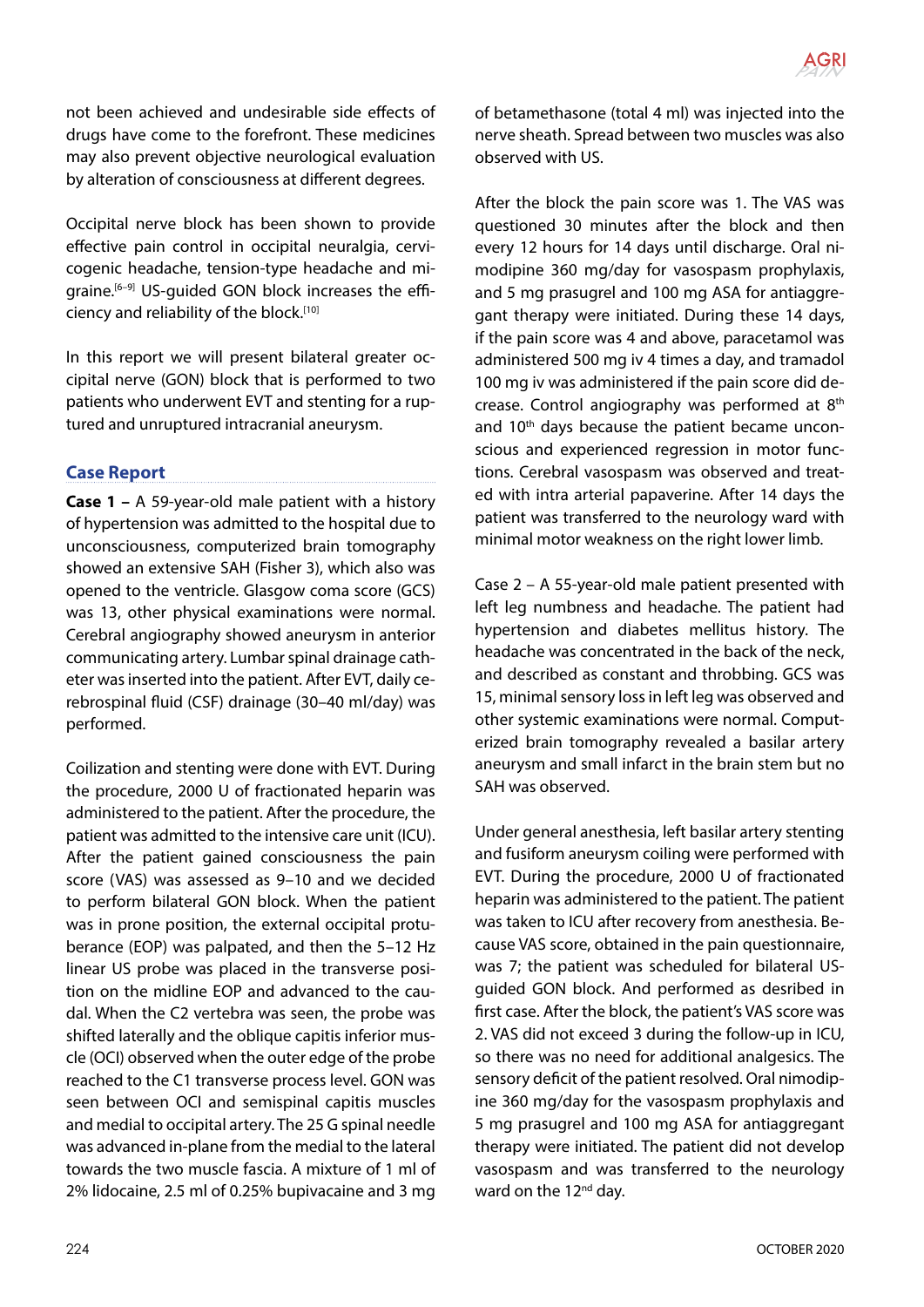not been achieved and undesirable side effects of drugs have come to the forefront. These medicines may also prevent objective neurological evaluation by alteration of consciousness at different degrees.

Occipital nerve block has been shown to provide effective pain control in occipital neuralgia, cervicogenic headache, tension-type headache and migraine.[6–9] US-guided GON block increases the efficiency and reliability of the block.[10]

In this report we will present bilateral greater occipital nerve (GON) block that is performed to two patients who underwent EVT and stenting for a ruptured and unruptured intracranial aneurysm.

## Case Report

**Case 1 –** A 59-year-old male patient with a history of hypertension was admitted to the hospital due to unconsciousness, computerized brain tomography showed an extensive SAH (Fisher 3), which also was opened to the ventricle. Glasgow coma score (GCS) was 13, other physical examinations were normal. Cerebral angiography showed aneurysm in anterior communicating artery. Lumbar spinal drainage catheter was inserted into the patient. After EVT, daily cerebrospinal fluid (CSF) drainage (30–40 ml/day) was performed.

Coilization and stenting were done with EVT. During the procedure, 2000 U of fractionated heparin was administered to the patient. After the procedure, the patient was admitted to the intensive care unit (ICU). After the patient gained consciousness the pain score (VAS) was assessed as 9–10 and we decided to perform bilateral GON block. When the patient was in prone position, the external occipital protuberance (EOP) was palpated, and then the 5–12 Hz linear US probe was placed in the transverse position on the midline EOP and advanced to the caudal. When the C2 vertebra was seen, the probe was shifted laterally and the oblique capitis inferior muscle (OCI) observed when the outer edge of the probe reached to the C1 transverse process level. GON was seen between OCI and semispinal capitis muscles and medial to occipital artery. The 25 G spinal needle was advanced in-plane from the medial to the lateral towards the two muscle fascia. A mixture of 1 ml of 2% lidocaine, 2.5 ml of 0.25% bupivacaine and 3 mg of betamethasone (total 4 ml) was injected into the nerve sheath. Spread between two muscles was also observed with US.

After the block the pain score was 1. The VAS was questioned 30 minutes after the block and then every 12 hours for 14 days until discharge. Oral nimodipine 360 mg/day for vasospasm prophylaxis, and 5 mg prasugrel and 100 mg ASA for antiaggregant therapy were initiated. During these 14 days, if the pain score was 4 and above, paracetamol was administered 500 mg iv 4 times a day, and tramadol 100 mg iv was administered if the pain score did decrease. Control angiography was performed at 8th and 10th days because the patient became unconscious and experienced regression in motor functions. Cerebral vasospasm was observed and treated with intra arterial papaverine. After 14 days the patient was transferred to the neurology ward with minimal motor weakness on the right lower limb.

Case 2 – A 55-year-old male patient presented with left leg numbness and headache. The patient had hypertension and diabetes mellitus history. The headache was concentrated in the back of the neck, and described as constant and throbbing. GCS was 15, minimal sensory loss in left leg was observed and other systemic examinations were normal. Computerized brain tomography revealed a basilar artery aneurysm and small infarct in the brain stem but no SAH was observed.

Under general anesthesia, left basilar artery stenting and fusiform aneurysm coiling were performed with EVT. During the procedure, 2000 U of fractionated heparin was administered to the patient. The patient was taken to ICU after recovery from anesthesia. Because VAS score, obtained in the pain questionnaire, was 7; the patient was scheduled for bilateral US-guided GON block. And performed as desribed in first case. After the block, the patient's VAS score was 2. VAS did not exceed 3 during the follow-up in ICU, so there was no need for additional analgesics. The sensory deficit of the patient resolved. Oral nimodipine 360 mg/day for the vasospasm prophylaxis and 5 mg prasugrel and 100 mg ASA for antiaggregant therapy were initiated. The patient did not develop vasospasm and was transferred to the neurology ward on the 12nd day.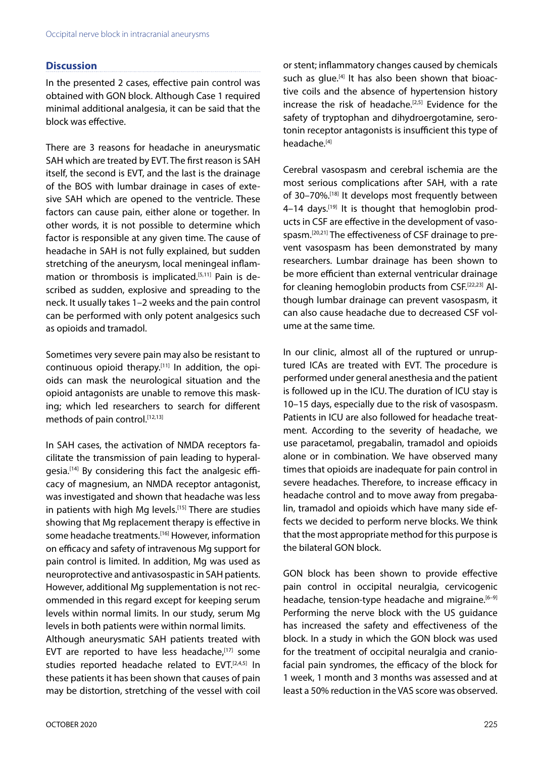## Discussion

In the presented 2 cases, effective pain control was obtained with GON block. Although Case 1 required minimal additional analgesia, it can be said that the block was effective.

There are 3 reasons for headache in aneurysmatic SAH which are treated by EVT. The first reason is SAH itself, the second is EVT, and the last is the drainage of the BOS with lumbar drainage in cases of extesive SAH which are opened to the ventricle. These factors can cause pain, either alone or together. In other words, it is not possible to determine which factor is responsible at any given time. The cause of headache in SAH is not fully explained, but sudden stretching of the aneurysm, local meningeal inflammation or thrombosis is implicated.[5,11] Pain is described as sudden, explosive and spreading to the neck. It usually takes 1–2 weeks and the pain control can be performed with only potent analgesics such as opioids and tramadol.

Sometimes very severe pain may also be resistant to continuous opioid therapy.[11] In addition, the opioids can mask the neurological situation and the opioid antagonists are unable to remove this masking; which led researchers to search for different methods of pain control.[12,13]

In SAH cases, the activation of NMDA receptors facilitate the transmission of pain leading to hyperalgesia.[14] By considering this fact the analgesic efficacy of magnesium, an NMDA receptor antagonist, was investigated and shown that headache was less in patients with high Mg levels.[15] There are studies showing that Mg replacement therapy is effective in some headache treatments.[16] However, information on efficacy and safety of intravenous Mg support for pain control is limited. In addition, Mg was used as neuroprotective and antivasospastic in SAH patients. However, additional Mg supplementation is not recommended in this regard except for keeping serum levels within normal limits. In our study, serum Mg levels in both patients were within normal limits.
Although aneurysmatic SAH patients treated with EVT are reported to have less headache,[17] some studies reported headache related to EVT.[2,4,5] In these patients it has been shown that causes of pain may be distortion, stretching of the vessel with coil or stent; inflammatory changes caused by chemicals such as glue.[4] It has also been shown that bioactive coils and the absence of hypertension history increase the risk of headache.[2,5] Evidence for the safety of tryptophan and dihydroergotamine, serotonin receptor antagonists is insufficient this type of headache.[4]

Cerebral vasospasm and cerebral ischemia are the most serious complications after SAH, with a rate of 30–70%.[18] It develops most frequently between 4–14 days.[19] It is thought that hemoglobin products in CSF are effective in the development of vasospasm.[20,21] The effectiveness of CSF drainage to prevent vasospasm has been demonstrated by many researchers. Lumbar drainage has been shown to be more efficient than external ventricular drainage for cleaning hemoglobin products from CSF.[22,23] Although lumbar drainage can prevent vasospasm, it can also cause headache due to decreased CSF volume at the same time.

In our clinic, almost all of the ruptured or unruptured ICAs are treated with EVT. The procedure is performed under general anesthesia and the patient is followed up in the ICU. The duration of ICU stay is 10–15 days, especially due to the risk of vasospasm. Patients in ICU are also followed for headache treatment. According to the severity of headache, we use paracetamol, pregabalin, tramadol and opioids alone or in combination. We have observed many times that opioids are inadequate for pain control in severe headaches. Therefore, to increase efficacy in headache control and to move away from pregabalin, tramadol and opioids which have many side effects we decided to perform nerve blocks. We think that the most appropriate method for this purpose is the bilateral GON block.

GON block has been shown to provide effective pain control in occipital neuralgia, cervicogenic headache, tension-type headache and migraine.[6–9] Performing the nerve block with the US guidance has increased the safety and effectiveness of the block. In a study in which the GON block was used for the treatment of occipital neuralgia and craniofacial pain syndromes, the efficacy of the block for 1 week, 1 month and 3 months was assessed and at least a 50% reduction in the VAS score was observed.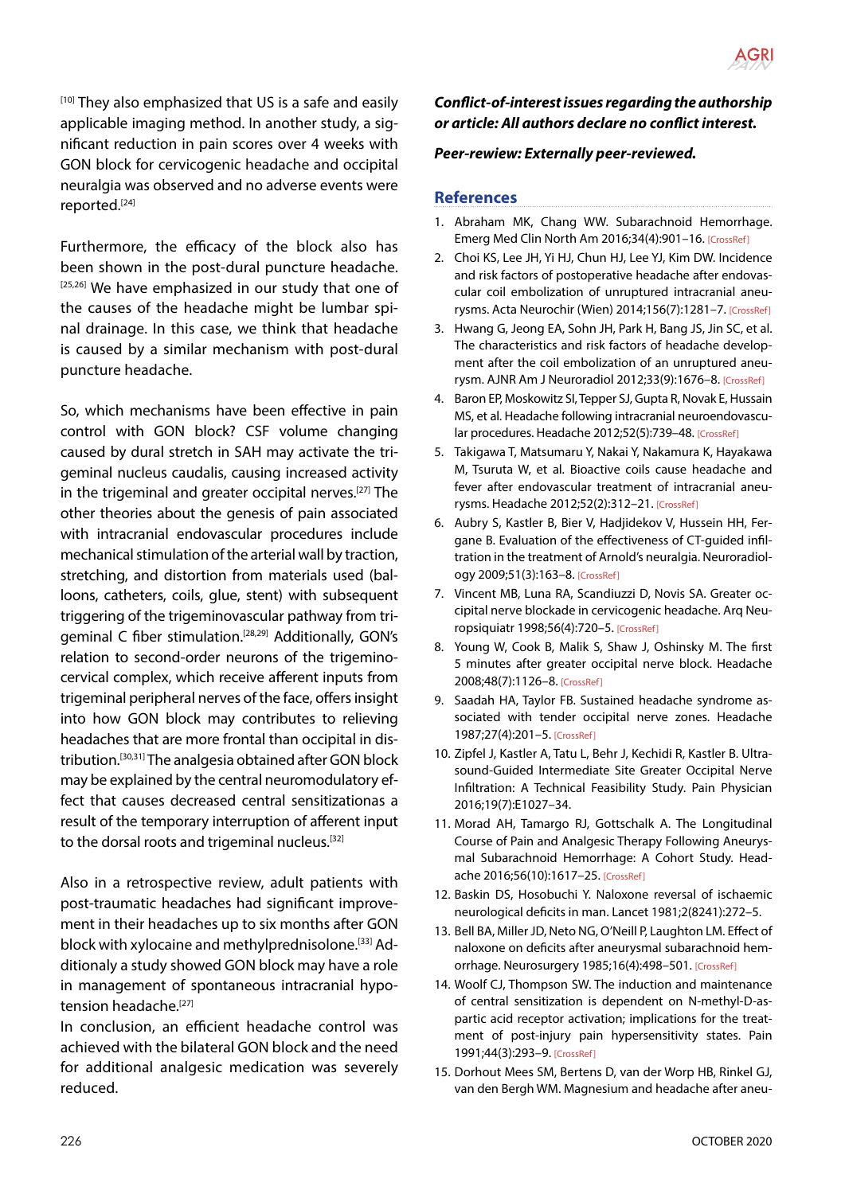[10] They also emphasized that US is a safe and easily applicable imaging method. In another study, a significant reduction in pain scores over 4 weeks with GON block for cervicogenic headache and occipital neuralgia was observed and no adverse events were reported.[24]

Furthermore, the efficacy of the block also has been shown in the post-dural puncture headache.[25,26] We have emphasized in our study that one of the causes of the headache might be lumbar spinal drainage. In this case, we think that headache is caused by a similar mechanism with post-dural puncture headache.

So, which mechanisms have been effective in pain control with GON block? CSF volume changing caused by dural stretch in SAH may activate the trigeminal nucleus caudalis, causing increased activity in the trigeminal and greater occipital nerves.[27] The other theories about the genesis of pain associated with intracranial endovascular procedures include mechanical stimulation of the arterial wall by traction, stretching, and distortion from materials used (balloons, catheters, coils, glue, stent) with subsequent triggering of the trigeminovascular pathway from trigeminal C fiber stimulation.[28,29] Additionally, GON's relation to second-order neurons of the trigeminocervical complex, which receive afferent inputs from trigeminal peripheral nerves of the face, offers insight into how GON block may contributes to relieving headaches that are more frontal than occipital in distribution.[30,31] The analgesia obtained after GON block may be explained by the central neuromodulatory effect that causes decreased central sensitizationas a result of the temporary interruption of afferent input to the dorsal roots and trigeminal nucleus.[32]

Also in a retrospective review, adult patients with post-traumatic headaches had significant improvement in their headaches up to six months after GON block with xylocaine and methylprednisolone.[33] Additionaly a study showed GON block may have a role in management of spontaneous intracranial hypotension headache.[27]

In conclusion, an efficient headache control was achieved with the bilateral GON block and the need for additional analgesic medication was severely reduced.

***Conflict-of-interest issues regarding the authorship or article: All authors declare no conflict interest.***

***Peer-rewiew: Externally peer-reviewed.***

## References

1. Abraham MK, Chang WW. Subarachnoid Hemorrhage. Emerg Med Clin North Am 2016;34(4):901–16. [CrossRef]
2. Choi KS, Lee JH, Yi HJ, Chun HJ, Lee YJ, Kim DW. Incidence and risk factors of postoperative headache after endovascular coil embolization of unruptured intracranial aneurysms. Acta Neurochir (Wien) 2014;156(7):1281–7. [CrossRef]
3. Hwang G, Jeong EA, Sohn JH, Park H, Bang JS, Jin SC, et al. The characteristics and risk factors of headache development after the coil embolization of an unruptured aneurysm. AJNR Am J Neuroradiol 2012;33(9):1676–8. [CrossRef]
4. Baron EP, Moskowitz SI, Tepper SJ, Gupta R, Novak E, Hussain MS, et al. Headache following intracranial neuroendovascular procedures. Headache 2012;52(5):739–48. [CrossRef]
5. Takigawa T, Matsumaru Y, Nakai Y, Nakamura K, Hayakawa M, Tsuruta W, et al. Bioactive coils cause headache and fever after endovascular treatment of intracranial aneurysms. Headache 2012;52(2):312–21. [CrossRef]
6. Aubry S, Kastler B, Bier V, Hadjidekov V, Hussein HH, Fergane B. Evaluation of the effectiveness of CT-guided infiltration in the treatment of Arnold's neuralgia. Neuroradiology 2009;51(3):163–8. [CrossRef]
7. Vincent MB, Luna RA, Scandiuzzi D, Novis SA. Greater occipital nerve blockade in cervicogenic headache. Arq Neuropsiquiatr 1998;56(4):720–5. [CrossRef]
8. Young W, Cook B, Malik S, Shaw J, Oshinsky M. The first 5 minutes after greater occipital nerve block. Headache 2008;48(7):1126–8. [CrossRef]
9. Saadah HA, Taylor FB. Sustained headache syndrome associated with tender occipital nerve zones. Headache 1987;27(4):201–5. [CrossRef]
10. Zipfel J, Kastler A, Tatu L, Behr J, Kechidi R, Kastler B. Ultrasound-Guided Intermediate Site Greater Occipital Nerve Infiltration: A Technical Feasibility Study. Pain Physician 2016;19(7):E1027–34.
11. Morad AH, Tamargo RJ, Gottschalk A. The Longitudinal Course of Pain and Analgesic Therapy Following Aneurysmal Subarachnoid Hemorrhage: A Cohort Study. Headache 2016;56(10):1617–25. [CrossRef]
12. Baskin DS, Hosobuchi Y. Naloxone reversal of ischaemic neurological deficits in man. Lancet 1981;2(8241):272–5.
13. Bell BA, Miller JD, Neto NG, O'Neill P, Laughton LM. Effect of naloxone on deficits after aneurysmal subarachnoid hemorrhage. Neurosurgery 1985;16(4):498–501. [CrossRef]
14. Woolf CJ, Thompson SW. The induction and maintenance of central sensitization is dependent on N-methyl-D-aspartic acid receptor activation; implications for the treatment of post-injury pain hypersensitivity states. Pain 1991;44(3):293–9. [CrossRef]
15. Dorhout Mees SM, Bertens D, van der Worp HB, Rinkel GJ, van den Bergh WM. Magnesium and headache after aneu-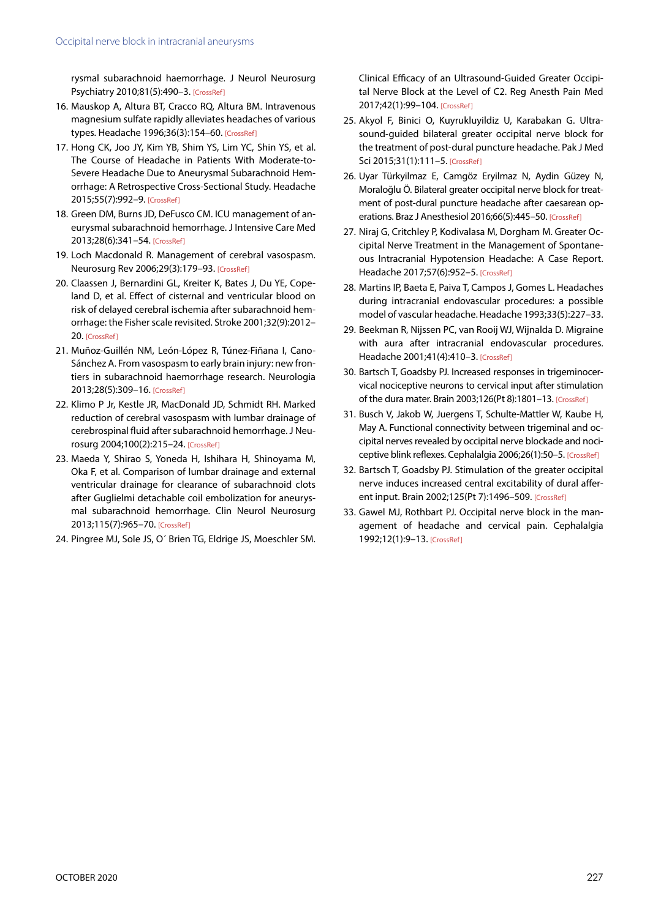rysmal subarachnoid haemorrhage. J Neurol Neurosurg Psychiatry 2010;81(5):490–3. [CrossRef]

16. Mauskop A, Altura BT, Cracco RQ, Altura BM. Intravenous magnesium sulfate rapidly alleviates headaches of various types. Headache 1996;36(3):154–60. [CrossRef]
17. Hong CK, Joo JY, Kim YB, Shim YS, Lim YC, Shin YS, et al. The Course of Headache in Patients With Moderate-to-Severe Headache Due to Aneurysmal Subarachnoid Hemorrhage: A Retrospective Cross-Sectional Study. Headache 2015;55(7):992–9. [CrossRef]
18. Green DM, Burns JD, DeFusco CM. ICU management of aneurysmal subarachnoid hemorrhage. J Intensive Care Med 2013;28(6):341–54. [CrossRef]
19. Loch Macdonald R. Management of cerebral vasospasm. Neurosurg Rev 2006;29(3):179–93. [CrossRef]
20. Claassen J, Bernardini GL, Kreiter K, Bates J, Du YE, Copeland D, et al. Effect of cisternal and ventricular blood on risk of delayed cerebral ischemia after subarachnoid hemorrhage: the Fisher scale revisited. Stroke 2001;32(9):2012–20. [CrossRef]
21. Muñoz-Guillén NM, León-López R, Túnez-Fiñana I, Cano-Sánchez A. From vasospasm to early brain injury: new frontiers in subarachnoid haemorrhage research. Neurologia 2013;28(5):309–16. [CrossRef]
22. Klimo P Jr, Kestle JR, MacDonald JD, Schmidt RH. Marked reduction of cerebral vasospasm with lumbar drainage of cerebrospinal fluid after subarachnoid hemorrhage. J Neurosurg 2004;100(2):215–24. [CrossRef]
23. Maeda Y, Shirao S, Yoneda H, Ishihara H, Shinoyama M, Oka F, et al. Comparison of lumbar drainage and external ventricular drainage for clearance of subarachnoid clots after Guglielmi detachable coil embolization for aneurysmal subarachnoid hemorrhage. Clin Neurol Neurosurg 2013;115(7):965–70. [CrossRef]
24. Pingree MJ, Sole JS, O´ Brien TG, Eldrige JS, Moeschler SM. Clinical Efficacy of an Ultrasound-Guided Greater Occipital Nerve Block at the Level of C2. Reg Anesth Pain Med 2017;42(1):99–104. [CrossRef]
25. Akyol F, Binici O, Kuyrukluyildiz U, Karabakan G. Ultrasound-guided bilateral greater occipital nerve block for the treatment of post-dural puncture headache. Pak J Med Sci 2015;31(1):111–5. [CrossRef]
26. Uyar Türkyilmaz E, Camgöz Eryilmaz N, Aydin Güzey N, Moraloğlu Ö. Bilateral greater occipital nerve block for treatment of post-dural puncture headache after caesarean operations. Braz J Anesthesiol 2016;66(5):445–50. [CrossRef]
27. Niraj G, Critchley P, Kodivalasa M, Dorgham M. Greater Occipital Nerve Treatment in the Management of Spontaneous Intracranial Hypotension Headache: A Case Report. Headache 2017;57(6):952–5. [CrossRef]
28. Martins IP, Baeta E, Paiva T, Campos J, Gomes L. Headaches during intracranial endovascular procedures: a possible model of vascular headache. Headache 1993;33(5):227–33.
29. Beekman R, Nijssen PC, van Rooij WJ, Wijnalda D. Migraine with aura after intracranial endovascular procedures. Headache 2001;41(4):410–3. [CrossRef]
30. Bartsch T, Goadsby PJ. Increased responses in trigeminocervical nociceptive neurons to cervical input after stimulation of the dura mater. Brain 2003;126(Pt 8):1801–13. [CrossRef]
31. Busch V, Jakob W, Juergens T, Schulte-Mattler W, Kaube H, May A. Functional connectivity between trigeminal and occipital nerves revealed by occipital nerve blockade and nociceptive blink reflexes. Cephalalgia 2006;26(1):50–5. [CrossRef]
32. Bartsch T, Goadsby PJ. Stimulation of the greater occipital nerve induces increased central excitability of dural afferent input. Brain 2002;125(Pt 7):1496–509. [CrossRef]
33. Gawel MJ, Rothbart PJ. Occipital nerve block in the management of headache and cervical pain. Cephalalgia 1992;12(1):9–13. [CrossRef]